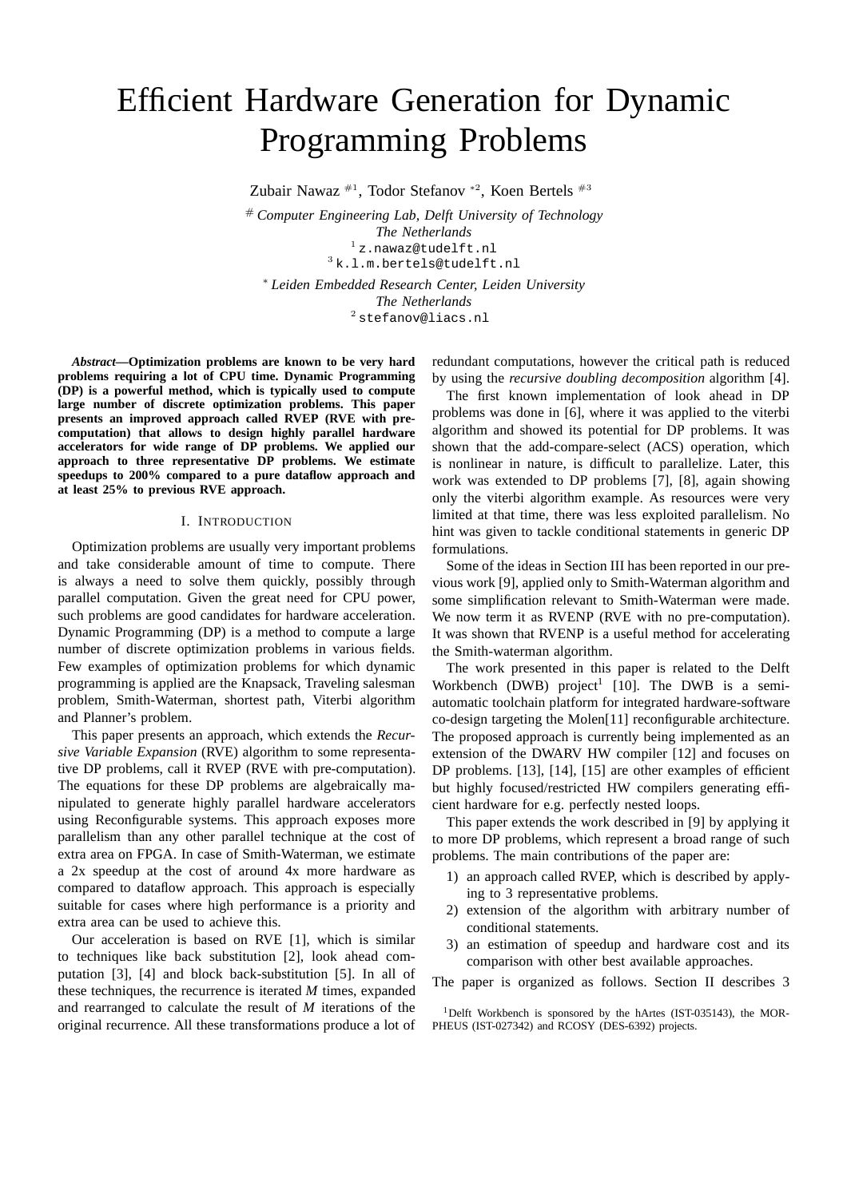# Efficient Hardware Generation for Dynamic Programming Problems

Zubair Nawaz #1, Todor Stefanov *2, Koen Bertels #3

# *Computer Engineering Lab, Delft University of Technology*
*The Netherlands*
1 z.nawaz@tudelft.nl
3 k.l.m.bertels@tudelft.nl

* *Leiden Embedded Research Center, Leiden University*
*The Netherlands*
2 stefanov@liacs.nl

***Abstract*—Optimization problems are known to be very hard problems requiring a lot of CPU time. Dynamic Programming (DP) is a powerful method, which is typically used to compute large number of discrete optimization problems. This paper presents an improved approach called RVEP (RVE with pre-computation) that allows to design highly parallel hardware accelerators for wide range of DP problems. We applied our approach to three representative DP problems. We estimate speedups to 200% compared to a pure dataflow approach and at least 25% to previous RVE approach.**

## I. Introduction

Optimization problems are usually very important problems and take considerable amount of time to compute. There is always a need to solve them quickly, possibly through parallel computation. Given the great need for CPU power, such problems are good candidates for hardware acceleration. Dynamic Programming (DP) is a method to compute a large number of discrete optimization problems in various fields. Few examples of optimization problems for which dynamic programming is applied are the Knapsack, Traveling salesman problem, Smith-Waterman, shortest path, Viterbi algorithm and Planner's problem.

This paper presents an approach, which extends the *Recursive Variable Expansion* (RVE) algorithm to some representative DP problems, call it RVEP (RVE with pre-computation). The equations for these DP problems are algebraically manipulated to generate highly parallel hardware accelerators using Reconfigurable systems. This approach exposes more parallelism than any other parallel technique at the cost of extra area on FPGA. In case of Smith-Waterman, we estimate a 2x speedup at the cost of around 4x more hardware as compared to dataflow approach. This approach is especially suitable for cases where high performance is a priority and extra area can be used to achieve this.

Our acceleration is based on RVE [1], which is similar to techniques like back substitution [2], look ahead computation [3], [4] and block back-substitution [5]. In all of these techniques, the recurrence is iterated *M* times, expanded and rearranged to calculate the result of *M* iterations of the original recurrence. All these transformations produce a lot of redundant computations, however the critical path is reduced by using the *recursive doubling decomposition* algorithm [4].

The first known implementation of look ahead in DP problems was done in [6], where it was applied to the viterbi algorithm and showed its potential for DP problems. It was shown that the add-compare-select (ACS) operation, which is nonlinear in nature, is difficult to parallelize. Later, this work was extended to DP problems [7], [8], again showing only the viterbi algorithm example. As resources were very limited at that time, there was less exploited parallelism. No hint was given to tackle conditional statements in generic DP formulations.

Some of the ideas in Section III has been reported in our previous work [9], applied only to Smith-Waterman algorithm and some simplification relevant to Smith-Waterman were made. We now term it as RVENP (RVE with no pre-computation). It was shown that RVENP is a useful method for accelerating the Smith-waterman algorithm.

The work presented in this paper is related to the Delft Workbench (DWB) project[1] [10]. The DWB is a semi-automatic toolchain platform for integrated hardware-software co-design targeting the Molen[11] reconfigurable architecture. The proposed approach is currently being implemented as an extension of the DWARV HW compiler [12] and focuses on DP problems. [13], [14], [15] are other examples of efficient but highly focused/restricted HW compilers generating efficient hardware for e.g. perfectly nested loops.

This paper extends the work described in [9] by applying it to more DP problems, which represent a broad range of such problems. The main contributions of the paper are:

1) an approach called RVEP, which is described by applying to 3 representative problems.
2) extension of the algorithm with arbitrary number of conditional statements.
3) an estimation of speedup and hardware cost and its comparison with other best available approaches.

The paper is organized as follows. Section II describes 3

[1] Delft Workbench is sponsored by the hArtes (IST-035143), the MORPHEUS (IST-027342) and RCOSY (DES-6392) projects.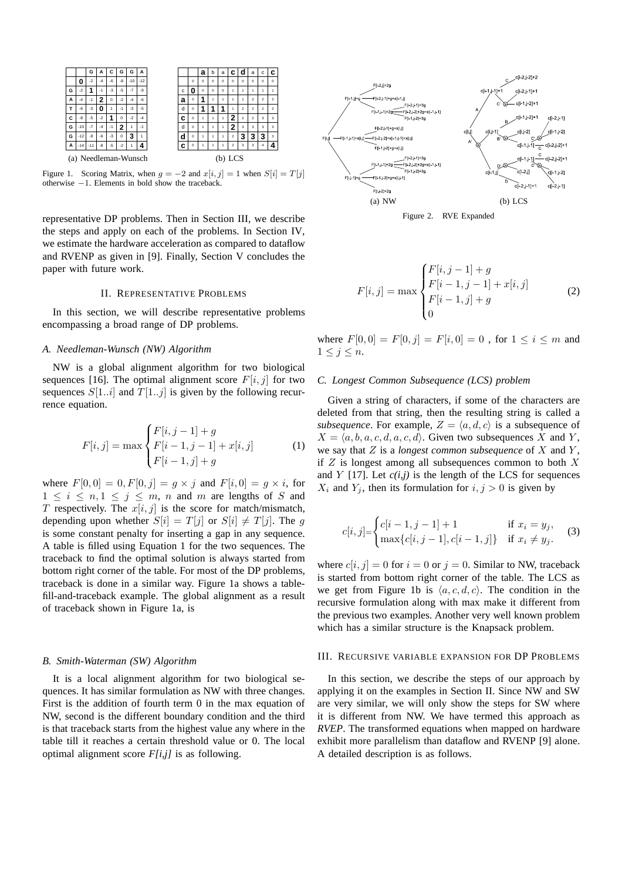| | | G | A | C | G | G | A |
|---|---|---|---|---|---|---|---|
| | **0** | -2 | -4 | -6 | -8 | -10 | -12 |
| G | -2 | **1** | -1 | -3 | -5 | -7 | -9 |
| A | -4 | -1 | **2** | 0 | -2 | -4 | -6 |
| T | -6 | -3 | **0** | 1 | -1 | -3 | -5 |
| C | -8 | -5 | -2 | **1** | 0 | -2 | -4 |
| G | -10 | -7 | -4 | -1 | **2** | 1 | -1 |
| G | -12 | -9 | -6 | -3 | 0 | **3** | 1 |
| A | -14 | -11 | -8 | -5 | -2 | 1 | **4** |

(a) Needleman-Wunsch

| | | a | b | a | c | d | a | c | c |
|---|---|---|---|---|---|---|---|---|---|
| | 0 | 0 | 0 | 0 | 0 | 0 | 0 | 0 | 0 |
| c | **0** | 0 | 0 | 0 | 1 | 1 | 1 | 1 | 1 |
| a | 0 | **1** | 1 | 1 | 1 | 1 | 2 | 2 | 2 |
| d | 0 | **1** | **1** | **1** | 1 | 2 | 2 | 2 | 2 |
| c | 0 | 1 | 1 | 1 | **2** | 2 | 2 | 3 | 3 |
| d | 0 | 1 | 1 | 1 | **2** | 3 | 3 | 3 | 3 |
| d | 0 | 1 | 1 | 1 | 2 | **3** | **3** | **3** | 3 |
| c | 0 | 1 | 1 | 1 | 2 | 3 | 3 | 4 | **4** |

(b) LCS

Figure 1. Scoring Matrix, when $g = -2$ and $x[i, j] = 1$ when $S[i] = T[j]$ otherwise $-1$. Elements in bold show the traceback.

(a) NW (b) LCS

Figure 2. RVE Expanded

representative DP problems. Then in Section III, we describe the steps and apply on each of the problems. In Section IV, we estimate the hardware acceleration as compared to dataflow and RVENP as given in [9]. Finally, Section V concludes the paper with future work.

## II. Representative Problems

In this section, we will describe representative problems encompassing a broad range of DP problems.

### A. Needleman-Wunsch (NW) Algorithm

NW is a global alignment algorithm for two biological sequences [16]. The optimal alignment score $F[i, j]$ for two sequences $S[1..i]$ and $T[1..j]$ is given by the following recurrence equation.

$$F[i, j] = \max \begin{cases} F[i, j-1] + g \\ F[i-1, j-1] + x[i, j] \\ F[i-1, j] + g \end{cases} \tag{1}$$

where $F[0, 0] = 0, F[0, j] = g \times j$ and $F[i, 0] = g \times i$, for $1 \leq i \leq n, 1 \leq j \leq m$, $n$ and $m$ are lengths of $S$ and $T$ respectively. The $x[i, j]$ is the score for match/mismatch, depending upon whether $S[i] = T[j]$ or $S[i] \neq T[j]$. The $g$ is some constant penalty for inserting a gap in any sequence. A table is filled using Equation 1 for the two sequences. The traceback to find the optimal solution is always started from bottom right corner of the table. For most of the DP problems, traceback is done in a similar way. Figure 1a shows a table-fill-and-traceback example. The global alignment as a result of traceback shown in Figure 1a, is

### B. Smith-Waterman (SW) Algorithm

It is a local alignment algorithm for two biological sequences. It has similar formulation as NW with three changes. First is the addition of fourth term 0 in the max equation of NW, second is the different boundary condition and the third is that traceback starts from the highest value any where in the table till it reaches a certain threshold value or 0. The local optimal alignment score *F[i,j]* is as following.

$$F[i, j] = \max \begin{cases} F[i, j-1] + g \\ F[i-1, j-1] + x[i, j] \\ F[i-1, j] + g \\ 0 \end{cases} \tag{2}$$

where $F[0, 0] = F[0, j] = F[i, 0] = 0$ , for $1 \leq i \leq m$ and $1 \leq j \leq n$.

### C. Longest Common Subsequence (LCS) problem

Given a string of characters, if some of the characters are deleted from that string, then the resulting string is called a *subsequence*. For example, $Z = \langle a, d, c \rangle$ is a subsequence of $X = \langle a, b, a, c, d, a, c, d \rangle$. Given two subsequences $X$ and $Y$, we say that $Z$ is a *longest common subsequence* of $X$ and $Y$, if $Z$ is longest among all subsequences common to both $X$ and $Y$ [17]. Let *c(i,j)* be the length of the LCS for sequences $X_i$ and $Y_j$, then its formulation for $i, j > 0$ is given by

$$c[i, j] = \begin{cases} c[i-1, j-1] + 1 & \text{if } x_i = y_j, \\ \max\{c[i, j-1], c[i-1, j]\} & \text{if } x_i \neq y_j. \end{cases} \tag{3}$$

where $c[i, j] = 0$ for $i = 0$ or $j = 0$. Similar to NW, traceback is started from bottom right corner of the table. The LCS as we get from Figure 1b is $\langle a, c, d, c \rangle$. The condition in the recursive formulation along with max make it different from the previous two examples. Another very well known problem which has a similar structure is the Knapsack problem.

## III. Recursive variable expansion for DP Problems

In this section, we describe the steps of our approach by applying it on the examples in Section II. Since NW and SW are very similar, we will only show the steps for SW where it is different from NW. We have termed this approach as *RVEP*. The transformed equations when mapped on hardware exhibit more parallelism than dataflow and RVENP [9] alone. A detailed description is as follows.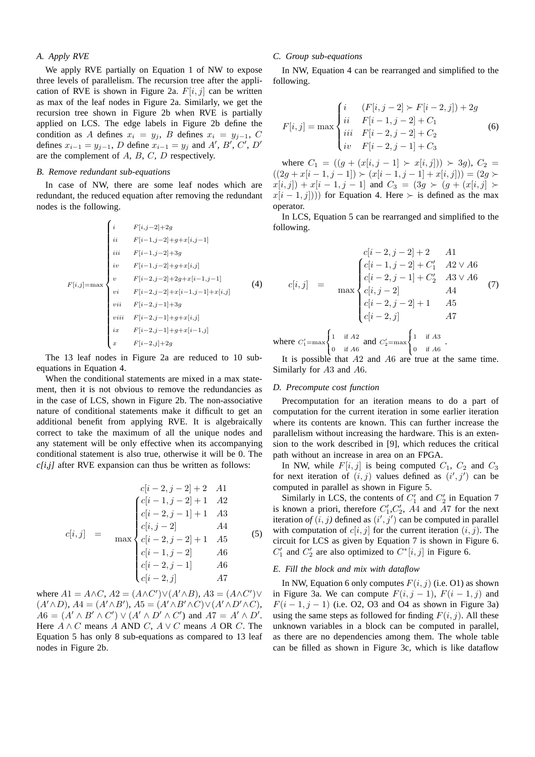### A. Apply RVE

We apply RVE partially on Equation 1 of NW to expose three levels of parallelism. The recursion tree after the application of RVE is shown in Figure 2a. $F[i,j]$ can be written as max of the leaf nodes in Figure 2a. Similarly, we get the recursion tree shown in Figure 2b when RVE is partially applied on LCS. The edge labels in Figure 2b define the condition as $A$ defines $x_i = y_j$, $B$ defines $x_i = y_{j-1}$, $C$ defines $x_{i-1} = y_{j-1}$, $D$ define $x_{i-1} = y_j$ and $A'$, $B'$, $C'$, $D'$ are the complement of $A$, $B$, $C$, $D$ respectively.

### B. Remove redundant sub-equations

In case of NW, there are some leaf nodes which are redundant, the reduced equation after removing the redundant nodes is the following.

$$F[i,j] = \max \begin{cases} i & F[i,j-2]+2g \\ ii & F[i-1,j-2]+g+x[i,j-1] \\ iii & F[i-1,j-2]+3g \\ iv & F[i-1,j-2]+g+x[i,j] \\ v & F[i-2,j-2]+2g+x[i-1,j-1] \\ vi & F[i-2,j-2]+x[i-1,j-1]+x[i,j] \\ vii & F[i-2,j-1]+3g \\ viii & F[i-2,j-1]+g+x[i,j] \\ ix & F[i-2,j-1]+g+x[i-1,j] \\ x & F[i-2,j]+2g \end{cases} \tag{4}$$

The 13 leaf nodes in Figure 2a are reduced to 10 sub-equations in Equation 4.

When the conditional statements are mixed in a max statement, then it is not obvious to remove the redundancies as in the case of LCS, shown in Figure 2b. The non-associative nature of conditional statements make it difficult to get an additional benefit from applying RVE. It is algebraically correct to take the maximum of all the unique nodes and any statement will be only effective when its accompanying conditional statement is also true, otherwise it will be 0. The *c[i,j]* after RVE expansion can thus be written as follows:

$$c[i,j] \quad = \quad \max \begin{cases} c[i-2,j-2]+2 & A1 \\ c[i-1,j-2]+1 & A2 \\ c[i-2,j-1]+1 & A3 \\ c[i,j-2] & A4 \\ c[i-2,j-2]+1 & A5 \\ c[i-1,j-2] & A6 \\ c[i-2,j-1] & A6 \\ c[i-2,j] & A7 \end{cases} \tag{5}$$

where $A1 = A \wedge C$, $A2 = (A \wedge C') \vee (A' \wedge B)$, $A3 = (A \wedge C') \vee (A' \wedge D)$, $A4 = (A' \wedge B')$, $A5 = (A' \wedge B' \wedge C) \vee (A' \wedge D' \wedge C)$, $A6 = (A' \wedge B' \wedge C') \vee (A' \wedge D' \wedge C')$ and $A7 = A' \wedge D'$. Here $A \wedge C$ means $A$ AND $C$, $A \vee C$ means $A$ OR $C$. The Equation 5 has only 8 sub-equations as compared to 13 leaf nodes in Figure 2b.

### C. Group sub-equations

In NW, Equation 4 can be rearranged and simplified to the following.

$$F[i,j] = \max \begin{cases} i & (F[i,j-2] \succ F[i-2,j]) + 2g \\ ii & F[i-1,j-2] + C_1 \\ iii & F[i-2,j-2] + C_2 \\ iv & F[i-2,j-1] + C_3 \end{cases} \tag{6}$$

where $C_1 = ((g + (x[i,j-1] \succ x[i,j])) \succ 3g)$, $C_2 = ((2g + x[i-1,j-1]) \succ (x[i-1,j-1] + x[i,j])) = (2g \succ x[i,j]) + x[i-1,j-1]$ and $C_3 = (3g \succ (g + (x[i,j] \succ x[i-1,j])))$ for Equation 4. Here $\succ$ is defined as the max operator.

In LCS, Equation 5 can be rearranged and simplified to the following.

$$c[i,j] \quad = \quad \max \begin{cases} c[i-2,j-2]+2 & A1 \\ c[i-1,j-2]+C_1' & A2 \vee A6 \\ c[i-2,j-1]+C_2' & A3 \vee A6 \\ c[i,j-2] & A4 \\ c[i-2,j-2]+1 & A5 \\ c[i-2,j] & A7 \end{cases} \tag{7}$$

where $C_1' = \max \begin{cases} 1 & \text{if } A2 \\ 0 & \text{if } A6 \end{cases}$ and $C_2' = \max \begin{cases} 1 & \text{if } A3 \\ 0 & \text{if } A6 \end{cases}$.

It is possible that $A2$ and $A6$ are true at the same time. Similarly for $A3$ and $A6$.

### D. Precompute cost function

Precomputation for an iteration means to do a part of computation for the current iteration in some earlier iteration where its contents are known. This can further increase the parallelism without increasing the hardware. This is an extension to the work described in [9], which reduces the critical path without an increase in area on an FPGA.

In NW, while $F[i,j]$ is being computed $C_1$, $C_2$ and $C_3$ for next iteration of $(i,j)$ values defined as $(i',j')$ can be computed in parallel as shown in Figure 5.

Similarly in LCS, the contents of $C_1'$ and $C_2'$ in Equation 7 is known a priori, therefore $C_1'$,$C_2'$, $A4$ and $A7$ for the next iteration *of* $(i,j)$ defined as $(i',j')$ can be computed in parallel with computation of $c[i,j]$ for the current iteration $(i,j)$. The circuit for LCS as given by Equation 7 is shown in Figure 6. $C_1'$ and $C_2'$ are also optimized to $C^*[i,j]$ in Figure 6.

### E. Fill the block and mix with dataflow

In NW, Equation 6 only computes $F(i,j)$ (i.e. O1) as shown in Figure 3a. We can compute $F(i,j-1)$, $F(i-1,j)$ and $F(i-1,j-1)$ (i.e. O2, O3 and O4 as shown in Figure 3a) using the same steps as followed for finding $F(i,j)$. All these unknown variables in a block can be computed in parallel, as there are no dependencies among them. The whole table can be filled as shown in Figure 3c, which is like dataflow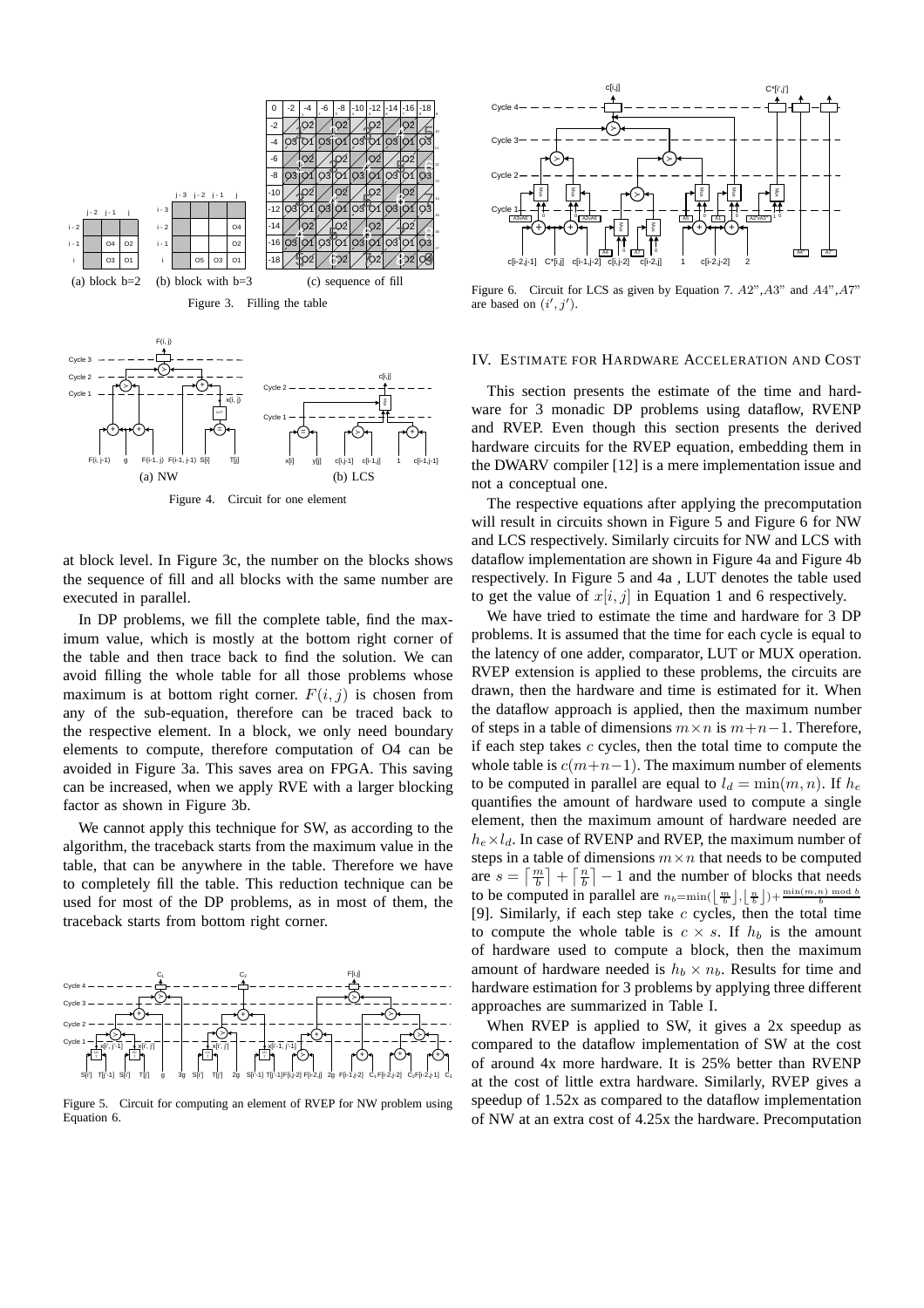Figure 3. Filling the table

(a) block b=2 (b) block with b=3 (c) sequence of fill

Figure 4. Circuit for one element

(a) NW (b) LCS

at block level. In Figure 3c, the number on the blocks shows the sequence of fill and all blocks with the same number are executed in parallel.

In DP problems, we fill the complete table, find the maximum value, which is mostly at the bottom right corner of the table and then trace back to find the solution. We can avoid filling the whole table for all those problems whose maximum is at bottom right corner. $F(i, j)$ is chosen from any of the sub-equation, therefore can be traced back to the respective element. In a block, we only need boundary elements to compute, therefore computation of O4 can be avoided in Figure 3a. This saves area on FPGA. This saving can be increased, when we apply RVE with a larger blocking factor as shown in Figure 3b.

We cannot apply this technique for SW, as according to the algorithm, the traceback starts from the maximum value in the table, that can be anywhere in the table. Therefore we have to completely fill the table. This reduction technique can be used for most of the DP problems, as in most of them, the traceback starts from bottom right corner.

Figure 5. Circuit for computing an element of RVEP for NW problem using Equation 6.

Figure 6. Circuit for LCS as given by Equation 7. $A2$", $A3$" and $A4$", $A7$" are based on $(i', j')$.

## IV. Estimate for Hardware Acceleration and Cost

This section presents the estimate of the time and hardware for 3 monadic DP problems using dataflow, RVENP and RVEP. Even though this section presents the derived hardware circuits for the RVEP equation, embedding them in the DWARV compiler [12] is a mere implementation issue and not a conceptual one.

The respective equations after applying the precomputation will result in circuits shown in Figure 5 and Figure 6 for NW and LCS respectively. Similarly circuits for NW and LCS with dataflow implementation are shown in Figure 4a and Figure 4b respectively. In Figure 5 and 4a , LUT denotes the table used to get the value of $x[i, j]$ in Equation 1 and 6 respectively.

We have tried to estimate the time and hardware for 3 DP problems. It is assumed that the time for each cycle is equal to the latency of one adder, comparator, LUT or MUX operation. RVEP extension is applied to these problems, the circuits are drawn, then the hardware and time is estimated for it. When the dataflow approach is applied, then the maximum number of steps in a table of dimensions $m \times n$ is $m+n-1$. Therefore, if each step takes $c$ cycles, then the total time to compute the whole table is $c(m+n-1)$. The maximum number of elements to be computed in parallel are equal to $l_d = \min(m, n)$. If $h_e$ quantifies the amount of hardware used to compute a single element, then the maximum amount of hardware needed are $h_e \times l_d$. In case of RVENP and RVEP, the maximum number of steps in a table of dimensions $m \times n$ that needs to be computed are $s = \left\lceil \frac{m}{b} \right\rceil + \left\lceil \frac{n}{b} \right\rceil - 1$ and the number of blocks that needs to be computed in parallel are $n_b = \min(\left\lfloor \frac{m}{b} \right\rfloor, \left\lfloor \frac{n}{b} \right\rfloor) + \frac{\min(m,n) \bmod b}{b}$ [9]. Similarly, if each step take $c$ cycles, then the total time to compute the whole table is $c \times s$. If $h_b$ is the amount of hardware used to compute a block, then the maximum amount of hardware needed is $h_b \times n_b$. Results for time and hardware estimation for 3 problems by applying three different approaches are summarized in Table I.

When RVEP is applied to SW, it gives a 2x speedup as compared to the dataflow implementation of SW at the cost of around 4x more hardware. It is 25% better than RVENP at the cost of little extra hardware. Similarly, RVEP gives a speedup of 1.52x as compared to the dataflow implementation of NW at an extra cost of 4.25x the hardware. Precomputation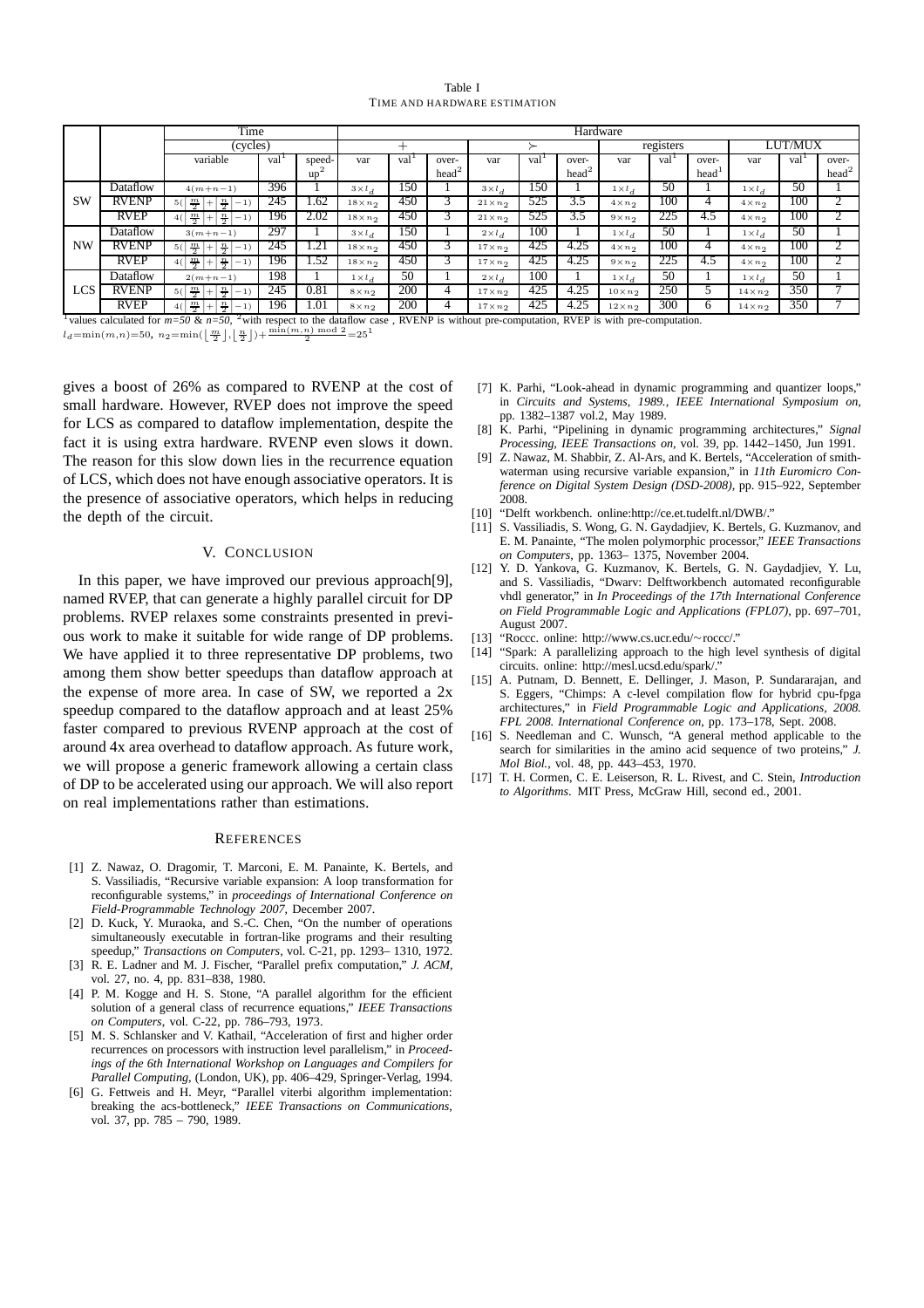Table I
TIME AND HARDWARE ESTIMATION

| | | Time | | | Hardware | | | | | | | | | | | |
|---|---|---|---|---|---|---|---|---|---|---|---|---|---|---|---|---|
| | | (cycles) | | | + | | | $\succ$ | | | registers | | | LUT/MUX | | |
| | | variable | val[1] | speed-up[2] | var | val[1] | over-head[2] | var | val[1] | over-head[2] | var | val[1] | over-head[1] | var | val[1] | over-head[2] |
| SW | Dataflow | $4(m+n-1)$ | 396 | 1 | $3\times l_d$ | 150 | 1 | $3\times l_d$ | 150 | 1 | $1\times l_d$ | 50 | 1 | $1\times l_d$ | 50 | 1 |
| | RVENP | $5(\lceil\frac{m}{2}\rceil+\lceil\frac{n}{2}\rceil-1)$ | 245 | 1.62 | $18\times n_2$ | 450 | 3 | $21\times n_2$ | 525 | 3.5 | $4\times n_2$ | 100 | 4 | $4\times n_2$ | 100 | 2 |
| | RVEP | $4(\lceil\frac{m}{2}\rceil+\lceil\frac{n}{2}\rceil-1)$ | 196 | 2.02 | $18\times n_2$ | 450 | 3 | $21\times n_2$ | 525 | 3.5 | $9\times n_2$ | 225 | 4.5 | $4\times n_2$ | 100 | 2 |
| NW | Dataflow | $3(m+n-1)$ | 297 | 1 | $3\times l_d$ | 150 | 1 | $2\times l_d$ | 100 | 1 | $1\times l_d$ | 50 | 1 | $1\times l_d$ | 50 | 1 |
| | RVENP | $5(\lceil\frac{m}{2}\rceil+\lceil\frac{n}{2}\rceil-1)$ | 245 | 1.21 | $18\times n_2$ | 450 | 3 | $17\times n_2$ | 425 | 4.25 | $4\times n_2$ | 100 | 4 | $4\times n_2$ | 100 | 2 |
| | RVEP | $4(\lceil\frac{m}{2}\rceil+\lceil\frac{n}{2}\rceil-1)$ | 196 | 1.52 | $18\times n_2$ | 450 | 3 | $17\times n_2$ | 425 | 4.25 | $9\times n_2$ | 225 | 4.5 | $4\times n_2$ | 100 | 2 |
| LCS | Dataflow | $2(m+n-1)$ | 198 | 1 | $1\times l_d$ | 50 | 1 | $2\times l_d$ | 100 | 1 | $1\times l_d$ | 50 | 1 | $1\times l_d$ | 50 | 1 |
| | RVENP | $5(\lceil\frac{m}{2}\rceil+\lceil\frac{n}{2}\rceil-1)$ | 245 | 0.81 | $8\times n_2$ | 200 | 4 | $17\times n_2$ | 425 | 4.25 | $10\times n_2$ | 250 | 5 | $14\times n_2$ | 350 | 7 |
| | RVEP | $4(\lceil\frac{m}{2}\rceil+\lceil\frac{n}{2}\rceil-1)$ | 196 | 1.01 | $8\times n_2$ | 200 | 4 | $17\times n_2$ | 425 | 4.25 | $12\times n_2$ | 300 | 6 | $14\times n_2$ | 350 | 7 |

[1]values calculated for *m=50* & *n=50*, [2]with respect to the dataflow case , RVENP is without pre-computation, RVEP is with pre-computation.
$l_d=\min(m,n)=50,\ n_2=\min(\lfloor\frac{m}{2}\rfloor,\lfloor\frac{n}{2}\rfloor)+\frac{\min(m,n) \bmod 2}{2}=25^1$

gives a boost of 26% as compared to RVENP at the cost of small hardware. However, RVEP does not improve the speed for LCS as compared to dataflow implementation, despite the fact it is using extra hardware. RVENP even slows it down. The reason for this slow down lies in the recurrence equation of LCS, which does not have enough associative operators. It is the presence of associative operators, which helps in reducing the depth of the circuit.

## V. Conclusion

In this paper, we have improved our previous approach[9], named RVEP, that can generate a highly parallel circuit for DP problems. RVEP relaxes some constraints presented in previous work to make it suitable for wide range of DP problems. We have applied it to three representative DP problems, two among them show better speedups than dataflow approach at the expense of more area. In case of SW, we reported a 2x speedup compared to the dataflow approach and at least 25% faster compared to previous RVENP approach at the cost of around 4x area overhead to dataflow approach. As future work, we will propose a generic framework allowing a certain class of DP to be accelerated using our approach. We will also report on real implementations rather than estimations.

## References

[1] Z. Nawaz, O. Dragomir, T. Marconi, E. M. Panainte, K. Bertels, and S. Vassiliadis, "Recursive variable expansion: A loop transformation for reconfigurable systems," in *proceedings of International Conference on Field-Programmable Technology 2007*, December 2007.

[2] D. Kuck, Y. Muraoka, and S.-C. Chen, "On the number of operations simultaneously executable in fortran-like programs and their resulting speedup," *Transactions on Computers*, vol. C-21, pp. 1293– 1310, 1972.

[3] R. E. Ladner and M. J. Fischer, "Parallel prefix computation," *J. ACM*, vol. 27, no. 4, pp. 831–838, 1980.

[4] P. M. Kogge and H. S. Stone, "A parallel algorithm for the efficient solution of a general class of recurrence equations," *IEEE Transactions on Computers*, vol. C-22, pp. 786–793, 1973.

[5] M. S. Schlansker and V. Kathail, "Acceleration of first and higher order recurrences on processors with instruction level parallelism," in *Proceedings of the 6th International Workshop on Languages and Compilers for Parallel Computing*, (London, UK), pp. 406–429, Springer-Verlag, 1994.

[6] G. Fettweis and H. Meyr, "Parallel viterbi algorithm implementation: breaking the acs-bottleneck," *IEEE Transactions on Communications*, vol. 37, pp. 785 – 790, 1989.

[7] K. Parhi, "Look-ahead in dynamic programming and quantizer loops," in *Circuits and Systems, 1989., IEEE International Symposium on*, pp. 1382–1387 vol.2, May 1989.

[8] K. Parhi, "Pipelining in dynamic programming architectures," *Signal Processing, IEEE Transactions on*, vol. 39, pp. 1442–1450, Jun 1991.

[9] Z. Nawaz, M. Shabbir, Z. Al-Ars, and K. Bertels, "Acceleration of smith-waterman using recursive variable expansion," in *11th Euromicro Conference on Digital System Design (DSD-2008)*, pp. 915–922, September 2008.

[10] "Delft workbench. online:http://ce.et.tudelft.nl/DWB/."

[11] S. Vassiliadis, S. Wong, G. N. Gaydadjiev, K. Bertels, G. Kuzmanov, and E. M. Panainte, "The molen polymorphic processor," *IEEE Transactions on Computers*, pp. 1363– 1375, November 2004.

[12] Y. D. Yankova, G. Kuzmanov, K. Bertels, G. N. Gaydadjiev, Y. Lu, and S. Vassiliadis, "Dwarv: Delftworkbench automated reconfigurable vhdl generator," in *In Proceedings of the 17th International Conference on Field Programmable Logic and Applications (FPL07)*, pp. 697–701, August 2007.

[13] "Roccc. online: http://www.cs.ucr.edu/~roccc/."

[14] "Spark: A parallelizing approach to the high level synthesis of digital circuits. online: http://mesl.ucsd.edu/spark/."

[15] A. Putnam, D. Bennett, E. Dellinger, J. Mason, P. Sundararajan, and S. Eggers, "Chimps: A c-level compilation flow for hybrid cpu-fpga architectures," in *Field Programmable Logic and Applications, 2008. FPL 2008. International Conference on*, pp. 173–178, Sept. 2008.

[16] S. Needleman and C. Wunsch, "A general method applicable to the search for similarities in the amino acid sequence of two proteins," *J. Mol Biol.*, vol. 48, pp. 443–453, 1970.

[17] T. H. Cormen, C. E. Leiserson, R. L. Rivest, and C. Stein, *Introduction to Algorithms*. MIT Press, McGraw Hill, second ed., 2001.